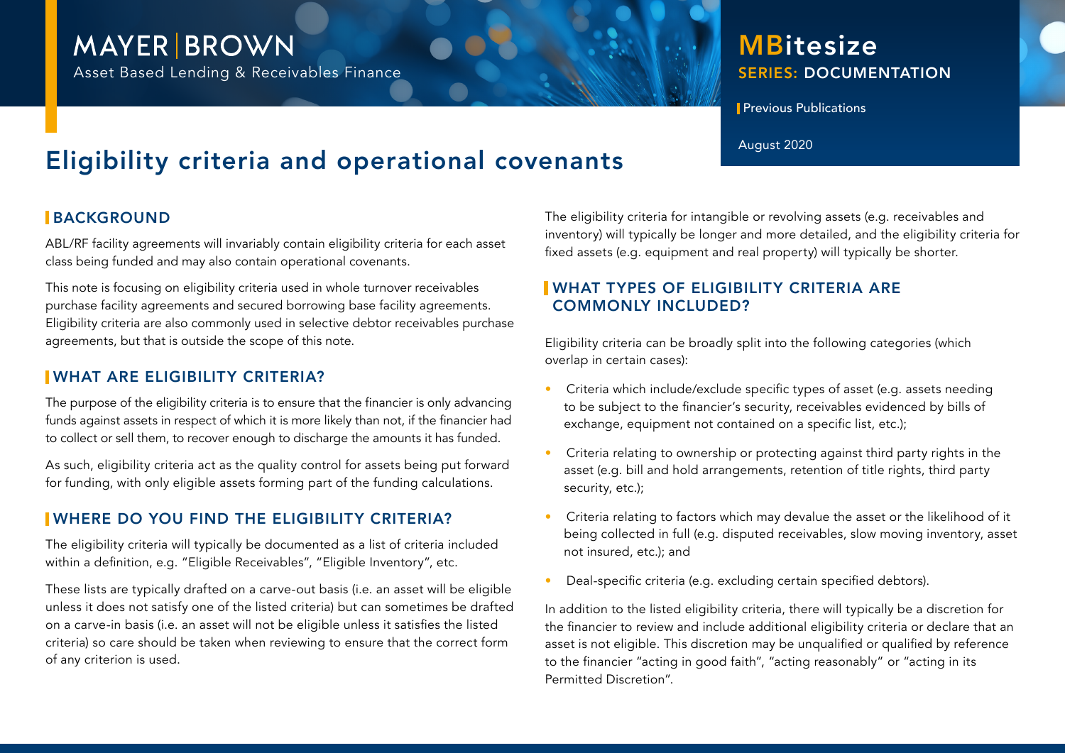MAYER | BROWN

Asset Based Lending & Receivables Finance

**MBitesize**
**SERIES: DOCUMENTATION**

Previous Publications

August 2020

# Eligibility criteria and operational covenants

## BACKGROUND

ABL/RF facility agreements will invariably contain eligibility criteria for each asset class being funded and may also contain operational covenants.

This note is focusing on eligibility criteria used in whole turnover receivables purchase facility agreements and secured borrowing base facility agreements. Eligibility criteria are also commonly used in selective debtor receivables purchase agreements, but that is outside the scope of this note.

## WHAT ARE ELIGIBILITY CRITERIA?

The purpose of the eligibility criteria is to ensure that the financier is only advancing funds against assets in respect of which it is more likely than not, if the financier had to collect or sell them, to recover enough to discharge the amounts it has funded.

As such, eligibility criteria act as the quality control for assets being put forward for funding, with only eligible assets forming part of the funding calculations.

## WHERE DO YOU FIND THE ELIGIBILITY CRITERIA?

The eligibility criteria will typically be documented as a list of criteria included within a definition, e.g. "Eligible Receivables", "Eligible Inventory", etc.

These lists are typically drafted on a carve-out basis (i.e. an asset will be eligible unless it does not satisfy one of the listed criteria) but can sometimes be drafted on a carve-in basis (i.e. an asset will not be eligible unless it satisfies the listed criteria) so care should be taken when reviewing to ensure that the correct form of any criterion is used.

The eligibility criteria for intangible or revolving assets (e.g. receivables and inventory) will typically be longer and more detailed, and the eligibility criteria for fixed assets (e.g. equipment and real property) will typically be shorter.

## WHAT TYPES OF ELIGIBILITY CRITERIA ARE COMMONLY INCLUDED?

Eligibility criteria can be broadly split into the following categories (which overlap in certain cases):

- Criteria which include/exclude specific types of asset (e.g. assets needing to be subject to the financier's security, receivables evidenced by bills of exchange, equipment not contained on a specific list, etc.);
- Criteria relating to ownership or protecting against third party rights in the asset (e.g. bill and hold arrangements, retention of title rights, third party security, etc.);
- Criteria relating to factors which may devalue the asset or the likelihood of it being collected in full (e.g. disputed receivables, slow moving inventory, asset not insured, etc.); and
- Deal-specific criteria (e.g. excluding certain specified debtors).

In addition to the listed eligibility criteria, there will typically be a discretion for the financier to review and include additional eligibility criteria or declare that an asset is not eligible. This discretion may be unqualified or qualified by reference to the financier "acting in good faith", "acting reasonably" or "acting in its Permitted Discretion".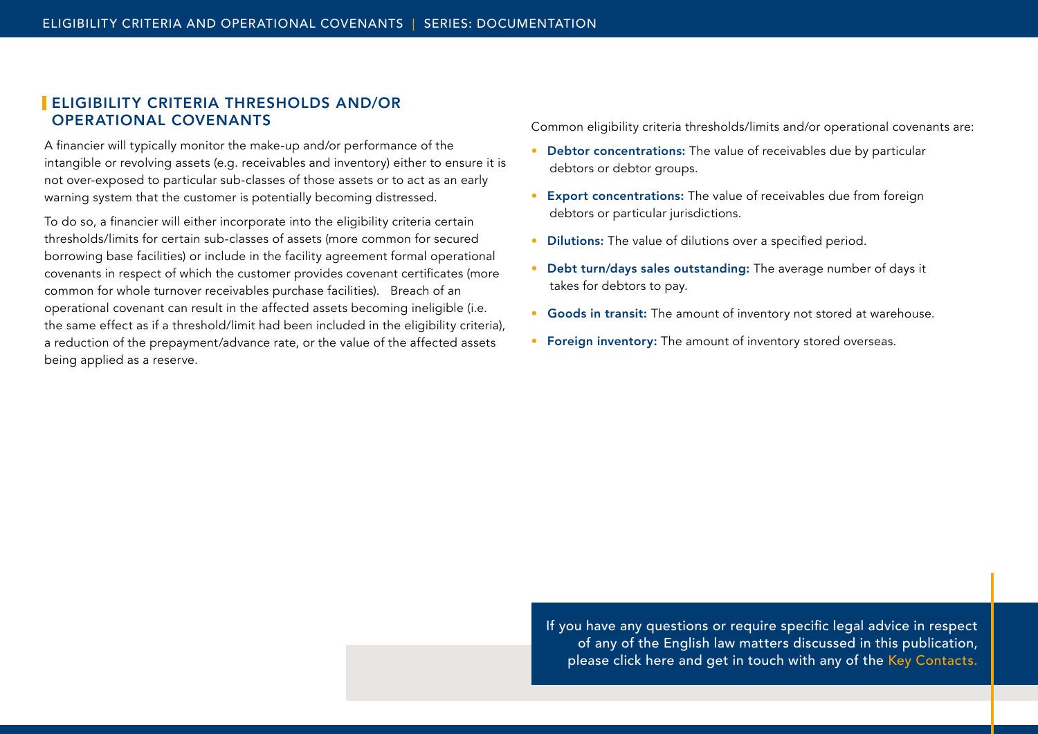## ELIGIBILITY CRITERIA THRESHOLDS AND/OR OPERATIONAL COVENANTS

A financier will typically monitor the make-up and/or performance of the intangible or revolving assets (e.g. receivables and inventory) either to ensure it is not over-exposed to particular sub-classes of those assets or to act as an early warning system that the customer is potentially becoming distressed.

To do so, a financier will either incorporate into the eligibility criteria certain thresholds/limits for certain sub-classes of assets (more common for secured borrowing base facilities) or include in the facility agreement formal operational covenants in respect of which the customer provides covenant certificates (more common for whole turnover receivables purchase facilities). Breach of an operational covenant can result in the affected assets becoming ineligible (i.e. the same effect as if a threshold/limit had been included in the eligibility criteria), a reduction of the prepayment/advance rate, or the value of the affected assets being applied as a reserve.

Common eligibility criteria thresholds/limits and/or operational covenants are:

- **Debtor concentrations:** The value of receivables due by particular debtors or debtor groups.
- **Export concentrations:** The value of receivables due from foreign debtors or particular jurisdictions.
- **Dilutions:** The value of dilutions over a specified period.
- **Debt turn/days sales outstanding:** The average number of days it takes for debtors to pay.
- **Goods in transit:** The amount of inventory not stored at warehouse.
- **Foreign inventory:** The amount of inventory stored overseas.

If you have any questions or require specific legal advice in respect of any of the English law matters discussed in this publication, please click here and get in touch with any of the Key Contacts.